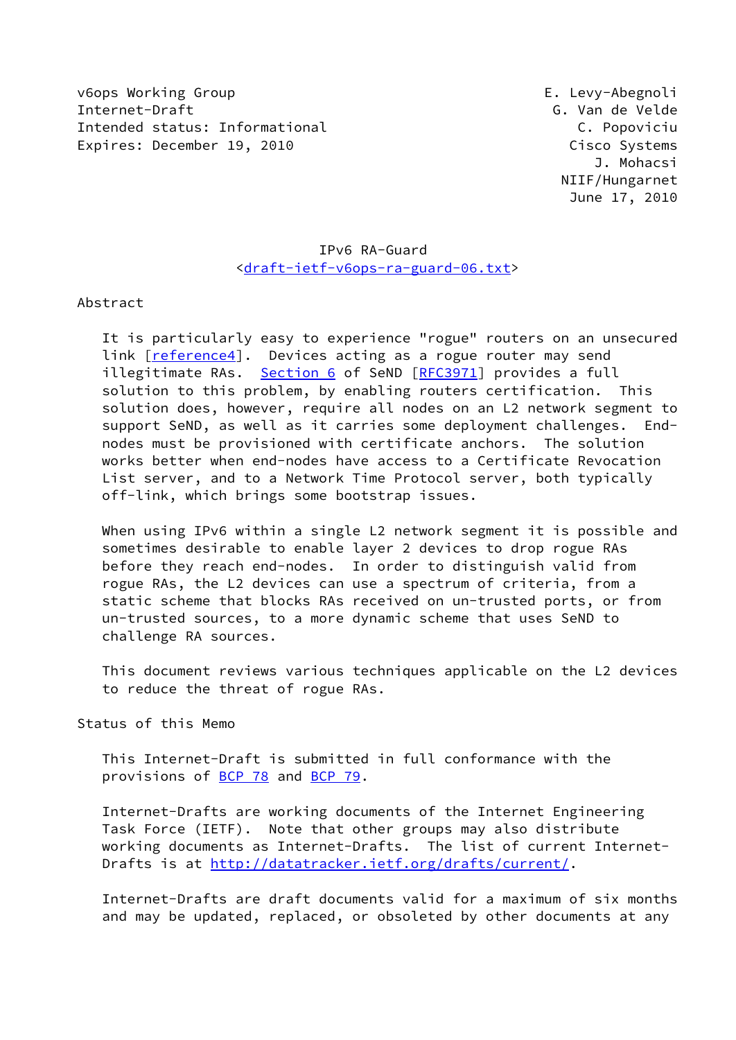v6ops Working Group E. Levy-Abegnoli
Internet-Draft G. Van de Velde
Intended status: Informational C. Popoviciu
Expires: December 19, 2010 Cisco Systems
J. Mohacsi
NIIF/Hungarnet
June 17, 2010

# IPv6 RA-Guard

<draft-ietf-v6ops-ra-guard-06.txt>

## Abstract

It is particularly easy to experience "rogue" routers on an unsecured link [reference4]. Devices acting as a rogue router may send illegitimate RAs. Section 6 of SeND [RFC3971] provides a full solution to this problem, by enabling routers certification. This solution does, however, require all nodes on an L2 network segment to support SeND, as well as it carries some deployment challenges. End-nodes must be provisioned with certificate anchors. The solution works better when end-nodes have access to a Certificate Revocation List server, and to a Network Time Protocol server, both typically off-link, which brings some bootstrap issues.

When using IPv6 within a single L2 network segment it is possible and sometimes desirable to enable layer 2 devices to drop rogue RAs before they reach end-nodes. In order to distinguish valid from rogue RAs, the L2 devices can use a spectrum of criteria, from a static scheme that blocks RAs received on un-trusted ports, or from un-trusted sources, to a more dynamic scheme that uses SeND to challenge RA sources.

This document reviews various techniques applicable on the L2 devices to reduce the threat of rogue RAs.

## Status of this Memo

This Internet-Draft is submitted in full conformance with the provisions of BCP 78 and BCP 79.

Internet-Drafts are working documents of the Internet Engineering Task Force (IETF). Note that other groups may also distribute working documents as Internet-Drafts. The list of current Internet-Drafts is at http://datatracker.ietf.org/drafts/current/.

Internet-Drafts are draft documents valid for a maximum of six months and may be updated, replaced, or obsoleted by other documents at any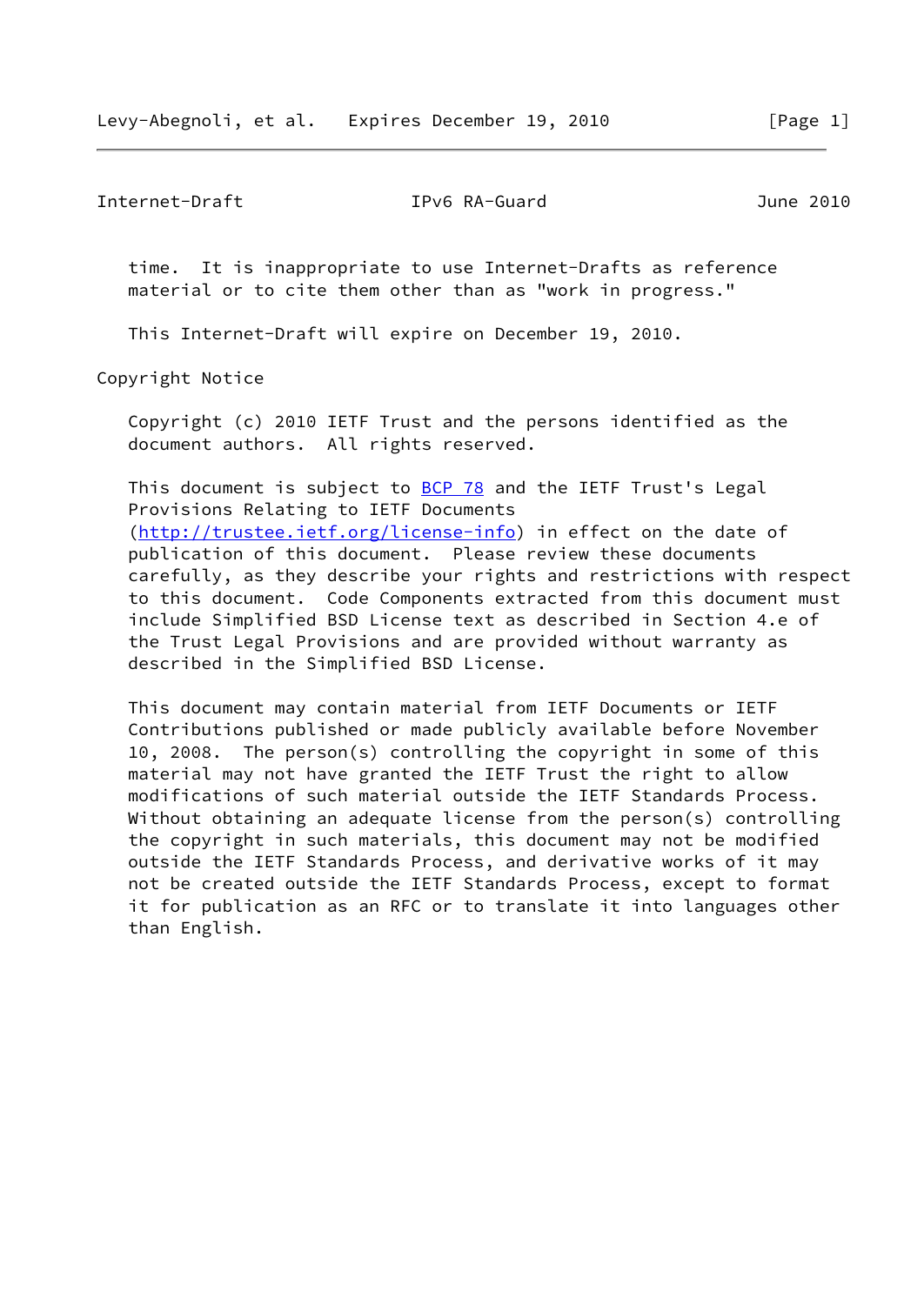time. It is inappropriate to use Internet-Drafts as reference material or to cite them other than as "work in progress."

This Internet-Draft will expire on December 19, 2010.

## Copyright Notice

Copyright (c) 2010 IETF Trust and the persons identified as the document authors. All rights reserved.

This document is subject to BCP 78 and the IETF Trust's Legal Provisions Relating to IETF Documents (http://trustee.ietf.org/license-info) in effect on the date of publication of this document. Please review these documents carefully, as they describe your rights and restrictions with respect to this document. Code Components extracted from this document must include Simplified BSD License text as described in Section 4.e of the Trust Legal Provisions and are provided without warranty as described in the Simplified BSD License.

This document may contain material from IETF Documents or IETF Contributions published or made publicly available before November 10, 2008. The person(s) controlling the copyright in some of this material may not have granted the IETF Trust the right to allow modifications of such material outside the IETF Standards Process. Without obtaining an adequate license from the person(s) controlling the copyright in such materials, this document may not be modified outside the IETF Standards Process, and derivative works of it may not be created outside the IETF Standards Process, except to format it for publication as an RFC or to translate it into languages other than English.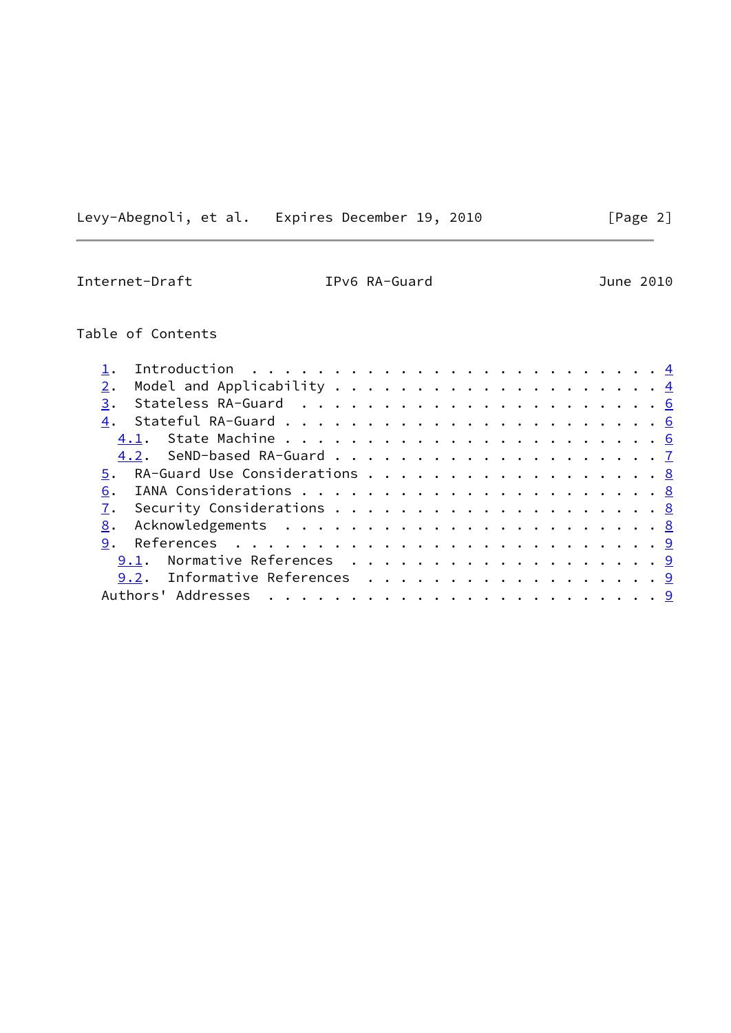Table of Contents

1. Introduction . . . . . . . . . . . . . . . . . . . . . . . . . 4
2. Model and Applicability . . . . . . . . . . . . . . . . . . . . 4
3. Stateless RA-Guard . . . . . . . . . . . . . . . . . . . . . . 6
4. Stateful RA-Guard . . . . . . . . . . . . . . . . . . . . . . . 6
   4.1. State Machine . . . . . . . . . . . . . . . . . . . . . . . 6
   4.2. SeND-based RA-Guard . . . . . . . . . . . . . . . . . . . . 7
5. RA-Guard Use Considerations . . . . . . . . . . . . . . . . . . 8
6. IANA Considerations . . . . . . . . . . . . . . . . . . . . . . 8
7. Security Considerations . . . . . . . . . . . . . . . . . . . . 8
8. Acknowledgements . . . . . . . . . . . . . . . . . . . . . . . 8
9. References . . . . . . . . . . . . . . . . . . . . . . . . . . 9
   9.1. Normative References . . . . . . . . . . . . . . . . . . . 9
   9.2. Informative References . . . . . . . . . . . . . . . . . . 9
Authors' Addresses . . . . . . . . . . . . . . . . . . . . . . . . 9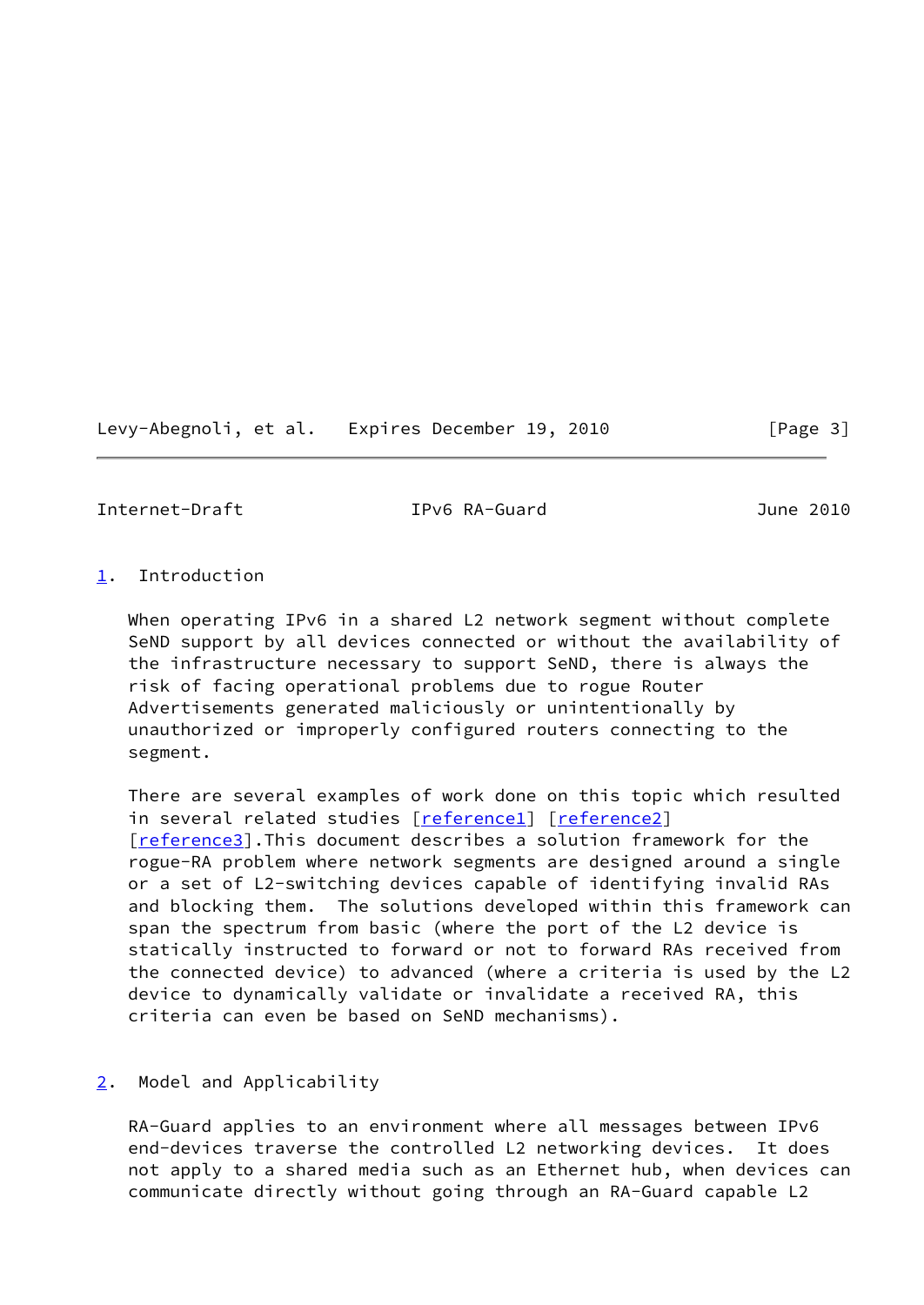## 1. Introduction

When operating IPv6 in a shared L2 network segment without complete SeND support by all devices connected or without the availability of the infrastructure necessary to support SeND, there is always the risk of facing operational problems due to rogue Router Advertisements generated maliciously or unintentionally by unauthorized or improperly configured routers connecting to the segment.

There are several examples of work done on this topic which resulted in several related studies [reference1] [reference2] [reference3].This document describes a solution framework for the rogue-RA problem where network segments are designed around a single or a set of L2-switching devices capable of identifying invalid RAs and blocking them. The solutions developed within this framework can span the spectrum from basic (where the port of the L2 device is statically instructed to forward or not to forward RAs received from the connected device) to advanced (where a criteria is used by the L2 device to dynamically validate or invalidate a received RA, this criteria can even be based on SeND mechanisms).

## 2. Model and Applicability

RA-Guard applies to an environment where all messages between IPv6 end-devices traverse the controlled L2 networking devices. It does not apply to a shared media such as an Ethernet hub, when devices can communicate directly without going through an RA-Guard capable L2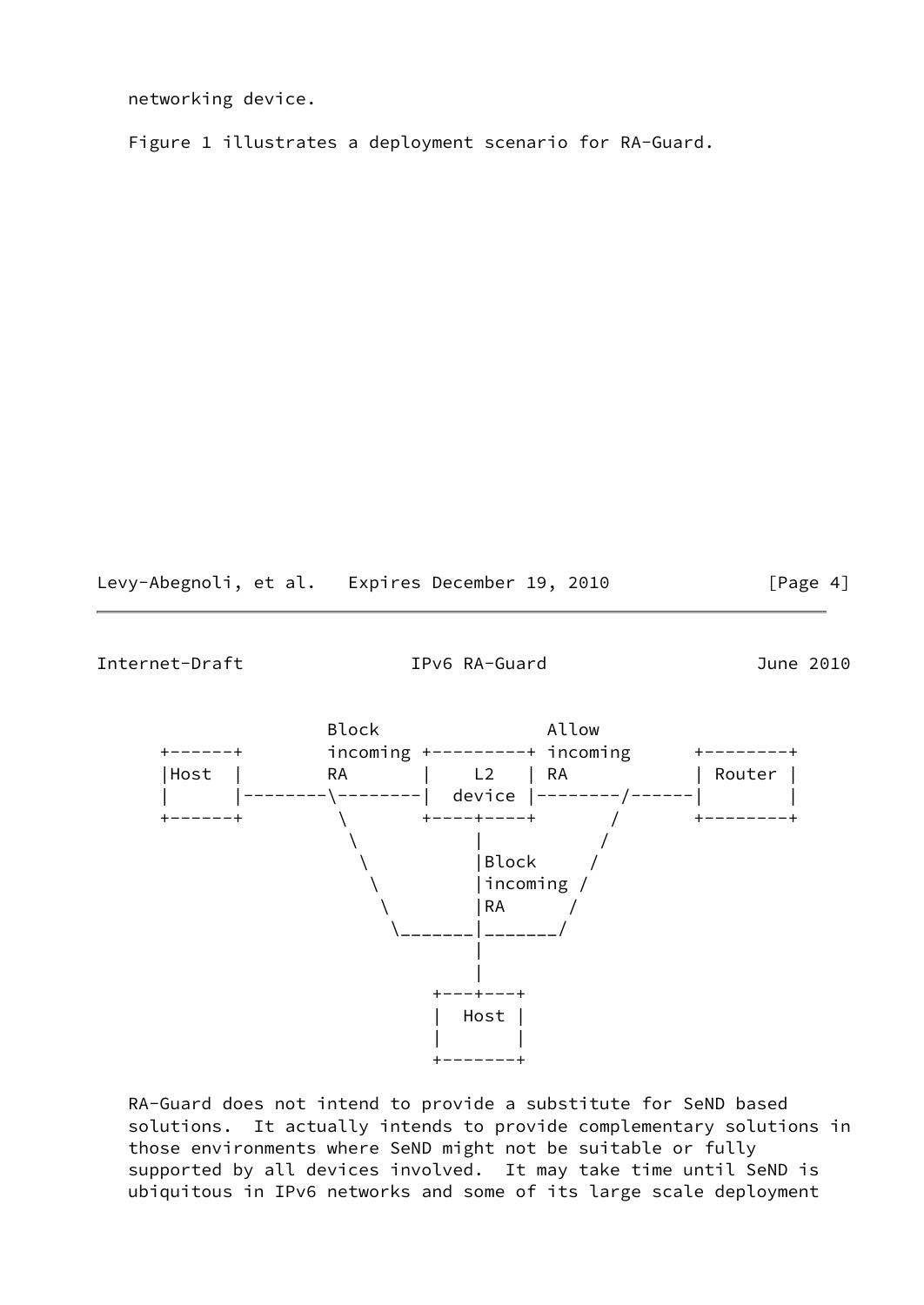networking device.

Figure 1 illustrates a deployment scenario for RA-Guard.

```
                  Block                Allow
   +------+       incoming +---------+ incoming      +--------+
   |Host  |       RA       |    L2   | RA            | Router |
   |      |--------\-------|  device |--------/------|        |
   +------+         \      +----+----+       /       +--------+
                     \          |           /
                      \         |Block     /
                       \        |incoming /
                        \       |RA      /
                         \_______|_______/
                                |
                                |
                            +---+---+
                            |  Host |
                            |       |
                            +-------+
```

RA-Guard does not intend to provide a substitute for SeND based solutions. It actually intends to provide complementary solutions in those environments where SeND might not be suitable or fully supported by all devices involved. It may take time until SeND is ubiquitous in IPv6 networks and some of its large scale deployment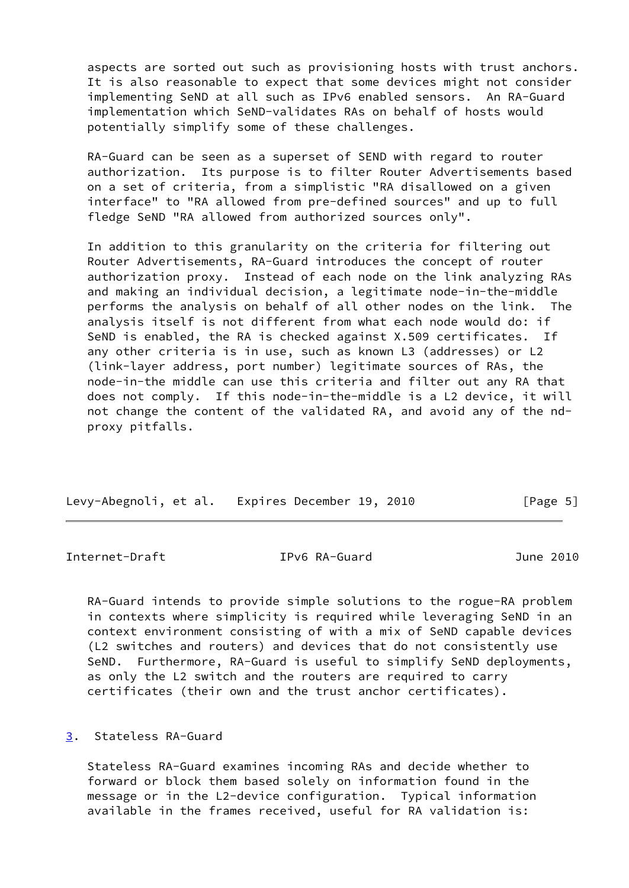aspects are sorted out such as provisioning hosts with trust anchors. It is also reasonable to expect that some devices might not consider implementing SeND at all such as IPv6 enabled sensors. An RA-Guard implementation which SeND-validates RAs on behalf of hosts would potentially simplify some of these challenges.

RA-Guard can be seen as a superset of SEND with regard to router authorization. Its purpose is to filter Router Advertisements based on a set of criteria, from a simplistic "RA disallowed on a given interface" to "RA allowed from pre-defined sources" and up to full fledge SeND "RA allowed from authorized sources only".

In addition to this granularity on the criteria for filtering out Router Advertisements, RA-Guard introduces the concept of router authorization proxy. Instead of each node on the link analyzing RAs and making an individual decision, a legitimate node-in-the-middle performs the analysis on behalf of all other nodes on the link. The analysis itself is not different from what each node would do: if SeND is enabled, the RA is checked against X.509 certificates. If any other criteria is in use, such as known L3 (addresses) or L2 (link-layer address, port number) legitimate sources of RAs, the node-in-the middle can use this criteria and filter out any RA that does not comply. If this node-in-the-middle is a L2 device, it will not change the content of the validated RA, and avoid any of the nd-proxy pitfalls.

RA-Guard intends to provide simple solutions to the rogue-RA problem in contexts where simplicity is required while leveraging SeND in an context environment consisting of with a mix of SeND capable devices (L2 switches and routers) and devices that do not consistently use SeND. Furthermore, RA-Guard is useful to simplify SeND deployments, as only the L2 switch and the routers are required to carry certificates (their own and the trust anchor certificates).

## 3. Stateless RA-Guard

Stateless RA-Guard examines incoming RAs and decide whether to forward or block them based solely on information found in the message or in the L2-device configuration. Typical information available in the frames received, useful for RA validation is: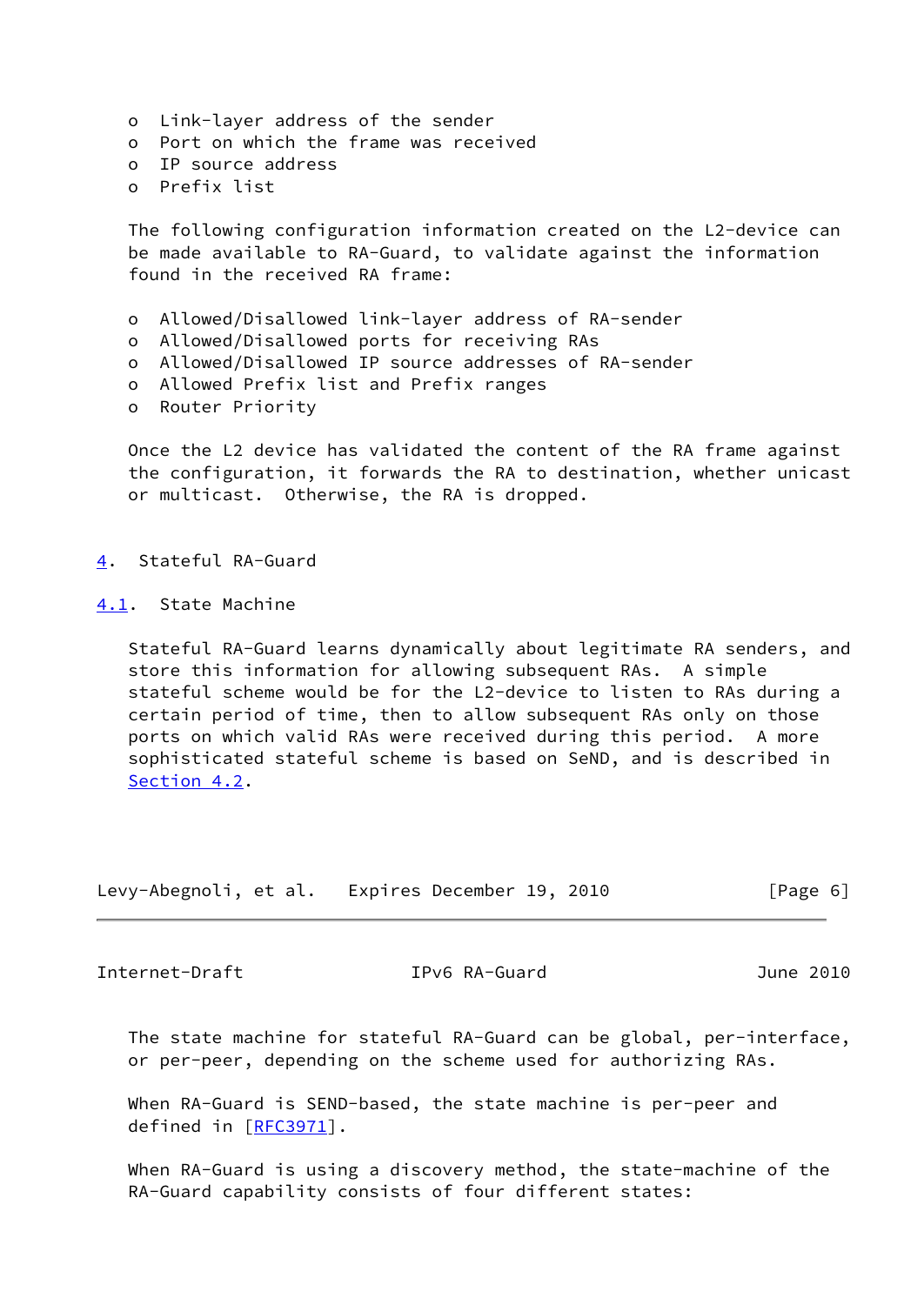- Link-layer address of the sender
- Port on which the frame was received
- IP source address
- Prefix list

The following configuration information created on the L2-device can be made available to RA-Guard, to validate against the information found in the received RA frame:

- Allowed/Disallowed link-layer address of RA-sender
- Allowed/Disallowed ports for receiving RAs
- Allowed/Disallowed IP source addresses of RA-sender
- Allowed Prefix list and Prefix ranges
- Router Priority

Once the L2 device has validated the content of the RA frame against the configuration, it forwards the RA to destination, whether unicast or multicast. Otherwise, the RA is dropped.

## 4. Stateful RA-Guard

### 4.1. State Machine

Stateful RA-Guard learns dynamically about legitimate RA senders, and store this information for allowing subsequent RAs. A simple stateful scheme would be for the L2-device to listen to RAs during a certain period of time, then to allow subsequent RAs only on those ports on which valid RAs were received during this period. A more sophisticated stateful scheme is based on SeND, and is described in Section 4.2.

The state machine for stateful RA-Guard can be global, per-interface, or per-peer, depending on the scheme used for authorizing RAs.

When RA-Guard is SEND-based, the state machine is per-peer and defined in [RFC3971].

When RA-Guard is using a discovery method, the state-machine of the RA-Guard capability consists of four different states: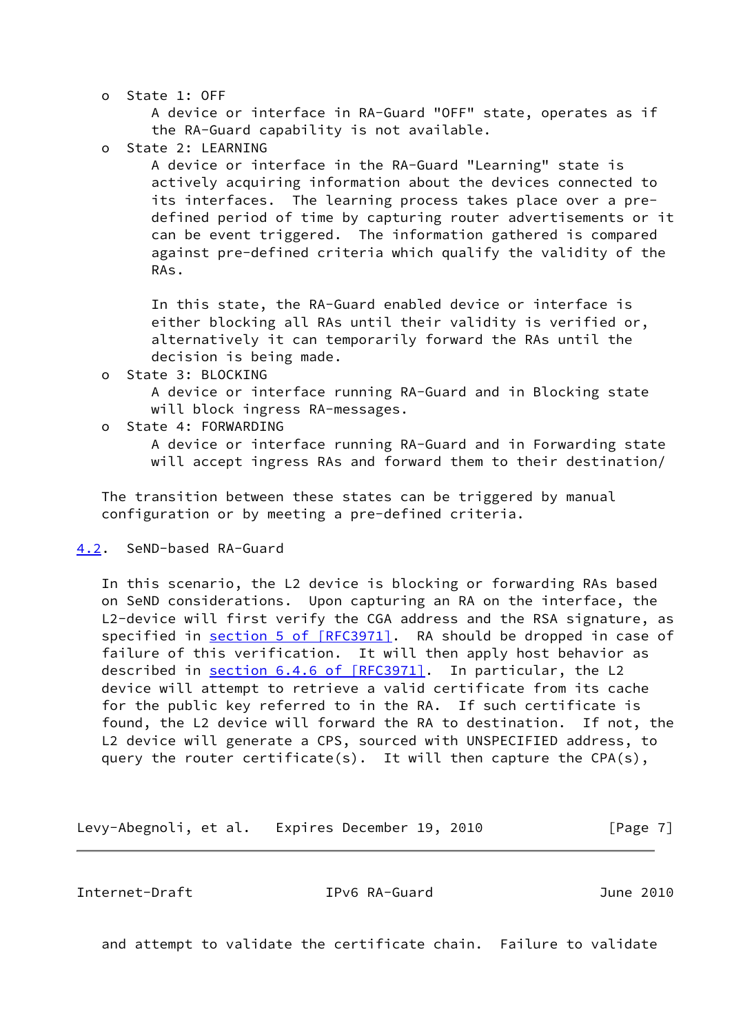- State 1: OFF
  A device or interface in RA-Guard "OFF" state, operates as if the RA-Guard capability is not available.
- State 2: LEARNING
  A device or interface in the RA-Guard "Learning" state is actively acquiring information about the devices connected to its interfaces. The learning process takes place over a pre-defined period of time by capturing router advertisements or it can be event triggered. The information gathered is compared against pre-defined criteria which qualify the validity of the RAs.

  In this state, the RA-Guard enabled device or interface is either blocking all RAs until their validity is verified or, alternatively it can temporarily forward the RAs until the decision is being made.
- State 3: BLOCKING
  A device or interface running RA-Guard and in Blocking state will block ingress RA-messages.
- State 4: FORWARDING
  A device or interface running RA-Guard and in Forwarding state will accept ingress RAs and forward them to their destination/

The transition between these states can be triggered by manual configuration or by meeting a pre-defined criteria.

## 4.2. SeND-based RA-Guard

In this scenario, the L2 device is blocking or forwarding RAs based on SeND considerations. Upon capturing an RA on the interface, the L2-device will first verify the CGA address and the RSA signature, as specified in section 5 of [RFC3971]. RA should be dropped in case of failure of this verification. It will then apply host behavior as described in section 6.4.6 of [RFC3971]. In particular, the L2 device will attempt to retrieve a valid certificate from its cache for the public key referred to in the RA. If such certificate is found, the L2 device will forward the RA to destination. If not, the L2 device will generate a CPS, sourced with UNSPECIFIED address, to query the router certificate(s). It will then capture the CPA(s), and attempt to validate the certificate chain. Failure to validate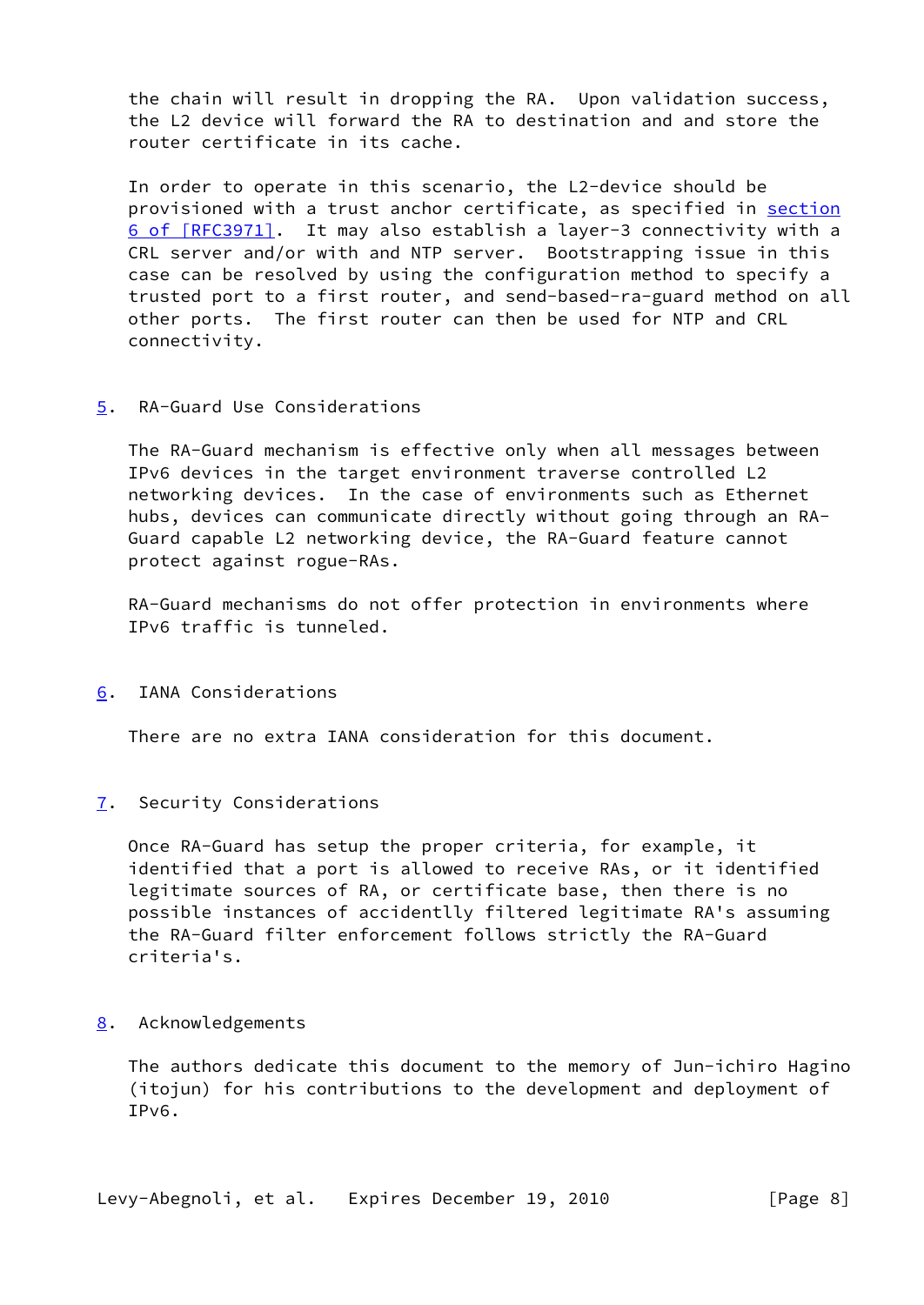the chain will result in dropping the RA. Upon validation success, the L2 device will forward the RA to destination and and store the router certificate in its cache.

In order to operate in this scenario, the L2-device should be provisioned with a trust anchor certificate, as specified in section 6 of [RFC3971]. It may also establish a layer-3 connectivity with a CRL server and/or with and NTP server. Bootstrapping issue in this case can be resolved by using the configuration method to specify a trusted port to a first router, and send-based-ra-guard method on all other ports. The first router can then be used for NTP and CRL connectivity.

## 5. RA-Guard Use Considerations

The RA-Guard mechanism is effective only when all messages between IPv6 devices in the target environment traverse controlled L2 networking devices. In the case of environments such as Ethernet hubs, devices can communicate directly without going through an RA-Guard capable L2 networking device, the RA-Guard feature cannot protect against rogue-RAs.

RA-Guard mechanisms do not offer protection in environments where IPv6 traffic is tunneled.

## 6. IANA Considerations

There are no extra IANA consideration for this document.

## 7. Security Considerations

Once RA-Guard has setup the proper criteria, for example, it identified that a port is allowed to receive RAs, or it identified legitimate sources of RA, or certificate base, then there is no possible instances of accidentlly filtered legitimate RA's assuming the RA-Guard filter enforcement follows strictly the RA-Guard criteria's.

## 8. Acknowledgements

The authors dedicate this document to the memory of Jun-ichiro Hagino (itojun) for his contributions to the development and deployment of IPv6.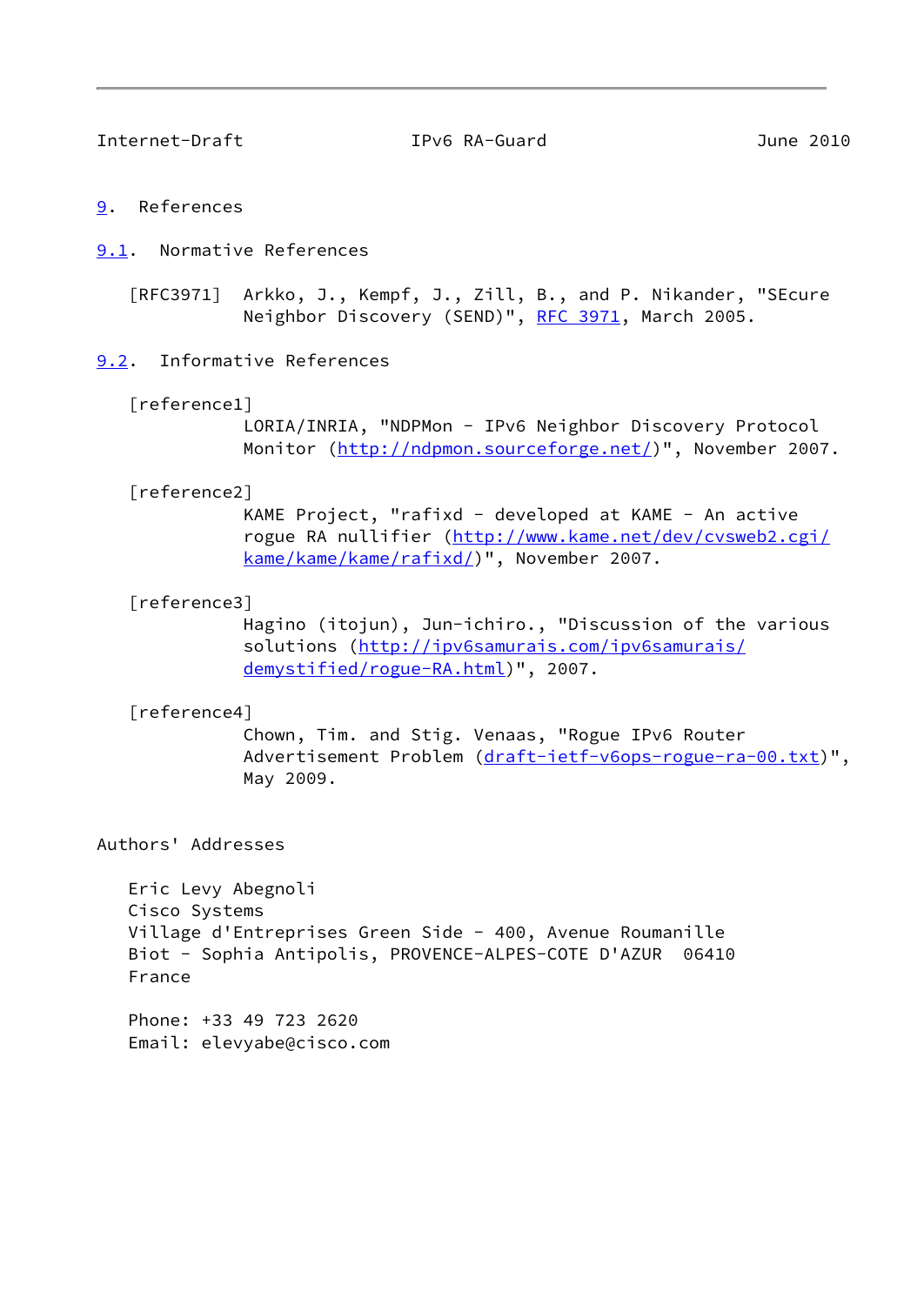## 9. References

### 9.1. Normative References

[RFC3971] Arkko, J., Kempf, J., Zill, B., and P. Nikander, "SEcure Neighbor Discovery (SEND)", RFC 3971, March 2005.

### 9.2. Informative References

[reference1] LORIA/INRIA, "NDPMon - IPv6 Neighbor Discovery Protocol Monitor (http://ndpmon.sourceforge.net/)", November 2007.

[reference2] KAME Project, "rafixd - developed at KAME - An active rogue RA nullifier (http://www.kame.net/dev/cvsweb2.cgi/kame/kame/kame/rafixd/)", November 2007.

[reference3] Hagino (itojun), Jun-ichiro., "Discussion of the various solutions (http://ipv6samurais.com/ipv6samurais/demystified/rogue-RA.html)", 2007.

[reference4] Chown, Tim. and Stig. Venaas, "Rogue IPv6 Router Advertisement Problem (draft-ietf-v6ops-rogue-ra-00.txt)", May 2009.

## Authors' Addresses

Eric Levy Abegnoli
Cisco Systems
Village d'Entreprises Green Side - 400, Avenue Roumanille
Biot - Sophia Antipolis, PROVENCE-ALPES-COTE D'AZUR 06410
France

Phone: +33 49 723 2620
Email: elevyabe@cisco.com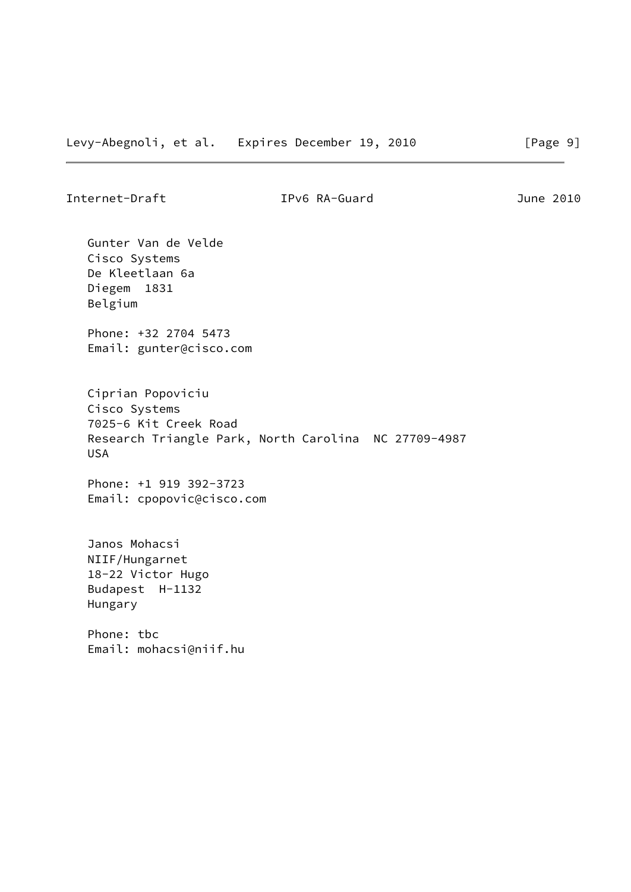Gunter Van de Velde
Cisco Systems
De Kleetlaan 6a
Diegem  1831
Belgium

Phone: +32 2704 5473
Email: gunter@cisco.com

Ciprian Popoviciu
Cisco Systems
7025-6 Kit Creek Road
Research Triangle Park, North Carolina  NC 27709-4987
USA

Phone: +1 919 392-3723
Email: cpopovic@cisco.com

Janos Mohacsi
NIIF/Hungarnet
18-22 Victor Hugo
Budapest  H-1132
Hungary

Phone: tbc
Email: mohacsi@niif.hu